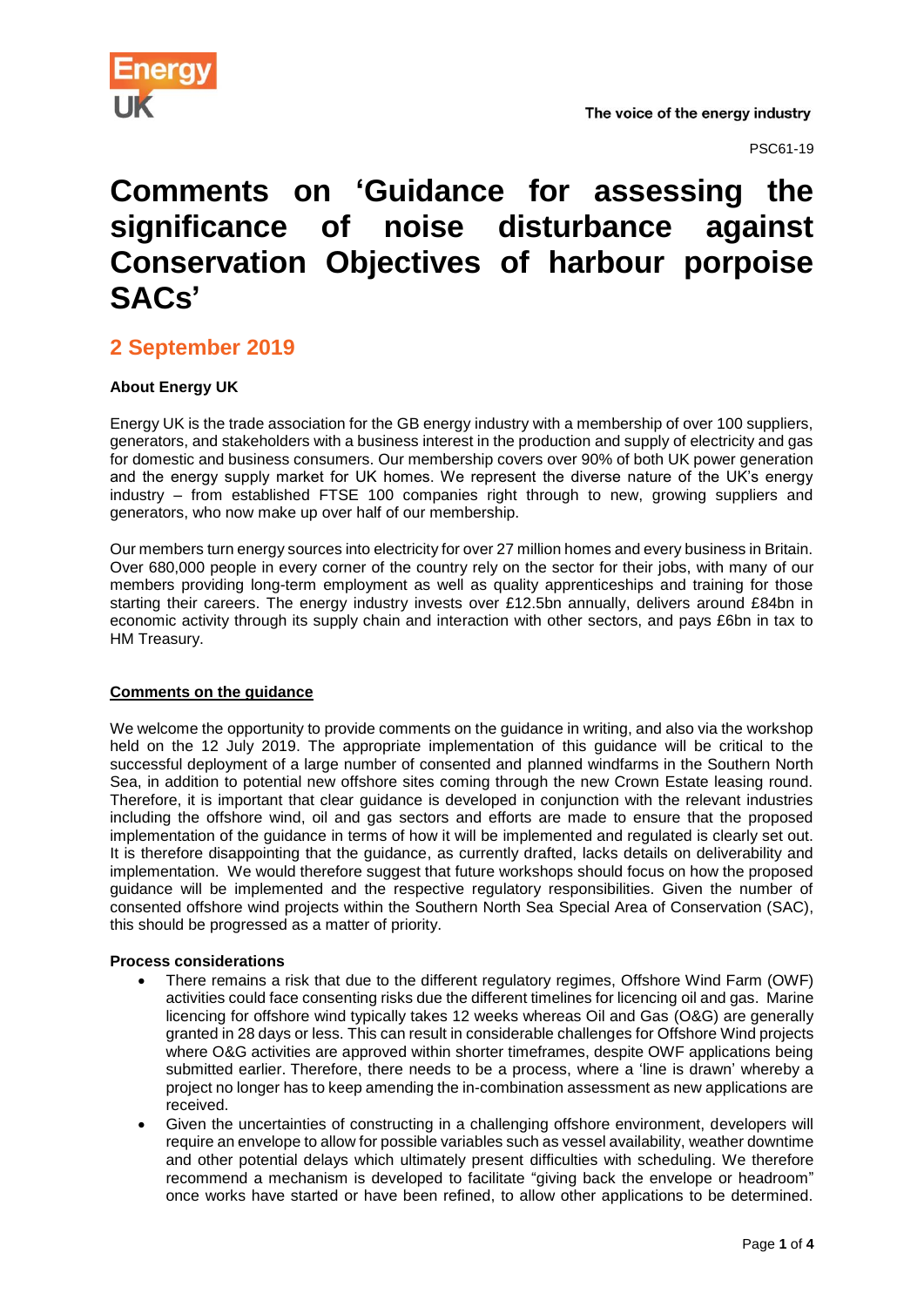The voice of the energy industry

PSC61-19

# Comments on 'Guidance for assessing the significance of noise disturbance against Conservation Objectives of harbour porpoise SACs'

## 2 September 2019

**About Energy UK**

Energy UK is the trade association for the GB energy industry with a membership of over 100 suppliers, generators, and stakeholders with a business interest in the production and supply of electricity and gas for domestic and business consumers. Our membership covers over 90% of both UK power generation and the energy supply market for UK homes. We represent the diverse nature of the UK's energy industry – from established FTSE 100 companies right through to new, growing suppliers and generators, who now make up over half of our membership.

Our members turn energy sources into electricity for over 27 million homes and every business in Britain. Over 680,000 people in every corner of the country rely on the sector for their jobs, with many of our members providing long-term employment as well as quality apprenticeships and training for those starting their careers. The energy industry invests over £12.5bn annually, delivers around £84bn in economic activity through its supply chain and interaction with other sectors, and pays £6bn in tax to HM Treasury.

**Comments on the guidance**

We welcome the opportunity to provide comments on the guidance in writing, and also via the workshop held on the 12 July 2019. The appropriate implementation of this guidance will be critical to the successful deployment of a large number of consented and planned windfarms in the Southern North Sea, in addition to potential new offshore sites coming through the new Crown Estate leasing round. Therefore, it is important that clear guidance is developed in conjunction with the relevant industries including the offshore wind, oil and gas sectors and efforts are made to ensure that the proposed implementation of the guidance in terms of how it will be implemented and regulated is clearly set out. It is therefore disappointing that the guidance, as currently drafted, lacks details on deliverability and implementation. We would therefore suggest that future workshops should focus on how the proposed guidance will be implemented and the respective regulatory responsibilities. Given the number of consented offshore wind projects within the Southern North Sea Special Area of Conservation (SAC), this should be progressed as a matter of priority.

**Process considerations**

- There remains a risk that due to the different regulatory regimes, Offshore Wind Farm (OWF) activities could face consenting risks due the different timelines for licencing oil and gas. Marine licencing for offshore wind typically takes 12 weeks whereas Oil and Gas (O&G) are generally granted in 28 days or less. This can result in considerable challenges for Offshore Wind projects where O&G activities are approved within shorter timeframes, despite OWF applications being submitted earlier. Therefore, there needs to be a process, where a 'line is drawn' whereby a project no longer has to keep amending the in-combination assessment as new applications are received.
- Given the uncertainties of constructing in a challenging offshore environment, developers will require an envelope to allow for possible variables such as vessel availability, weather downtime and other potential delays which ultimately present difficulties with scheduling. We therefore recommend a mechanism is developed to facilitate "giving back the envelope or headroom" once works have started or have been refined, to allow other applications to be determined.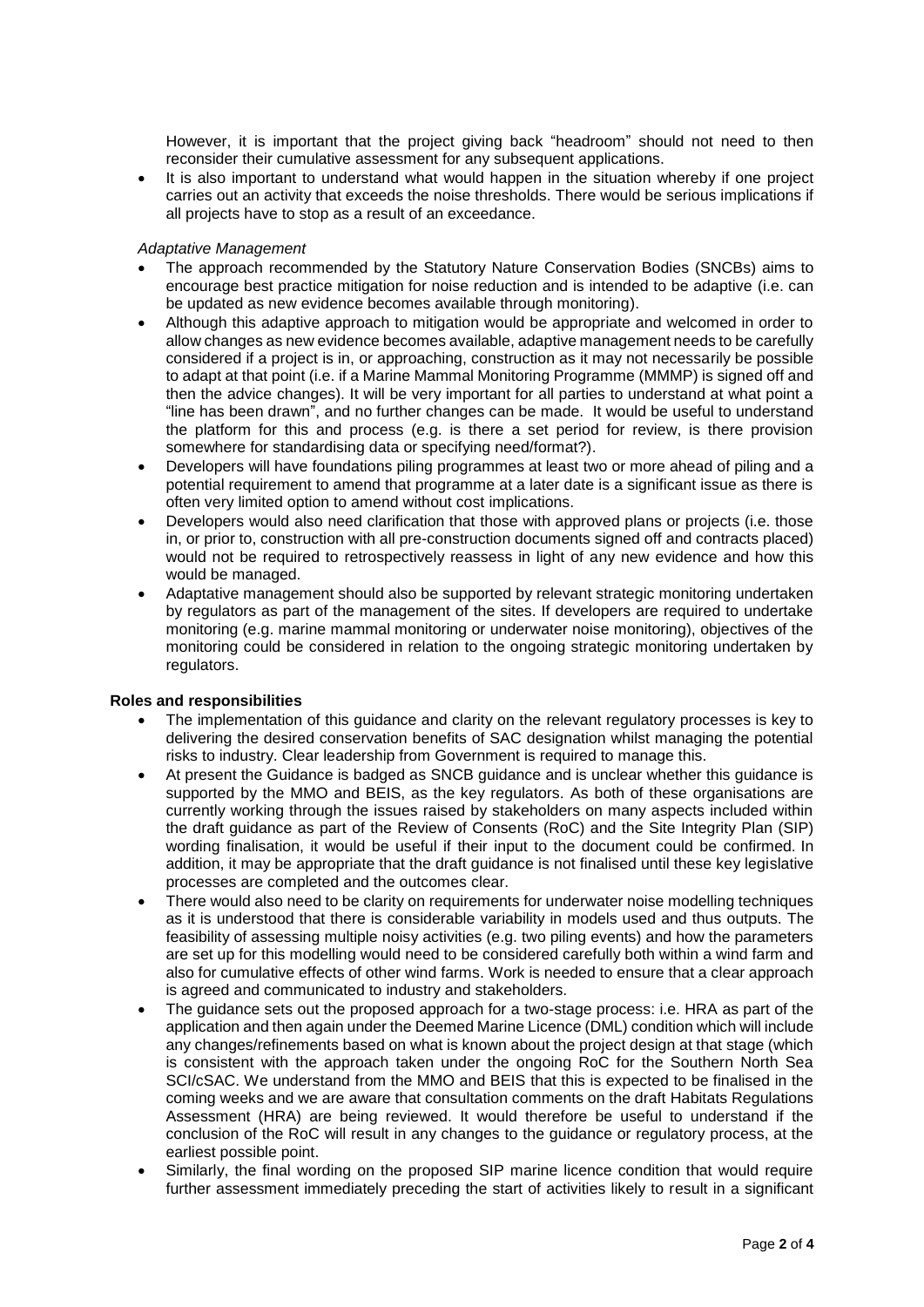However, it is important that the project giving back "headroom" should not need to then reconsider their cumulative assessment for any subsequent applications.

- It is also important to understand what would happen in the situation whereby if one project carries out an activity that exceeds the noise thresholds. There would be serious implications if all projects have to stop as a result of an exceedance.

*Adaptative Management*

- The approach recommended by the Statutory Nature Conservation Bodies (SNCBs) aims to encourage best practice mitigation for noise reduction and is intended to be adaptive (i.e. can be updated as new evidence becomes available through monitoring).
- Although this adaptive approach to mitigation would be appropriate and welcomed in order to allow changes as new evidence becomes available, adaptive management needs to be carefully considered if a project is in, or approaching, construction as it may not necessarily be possible to adapt at that point (i.e. if a Marine Mammal Monitoring Programme (MMMP) is signed off and then the advice changes). It will be very important for all parties to understand at what point a "line has been drawn", and no further changes can be made. It would be useful to understand the platform for this and process (e.g. is there a set period for review, is there provision somewhere for standardising data or specifying need/format?).
- Developers will have foundations piling programmes at least two or more ahead of piling and a potential requirement to amend that programme at a later date is a significant issue as there is often very limited option to amend without cost implications.
- Developers would also need clarification that those with approved plans or projects (i.e. those in, or prior to, construction with all pre-construction documents signed off and contracts placed) would not be required to retrospectively reassess in light of any new evidence and how this would be managed.
- Adaptative management should also be supported by relevant strategic monitoring undertaken by regulators as part of the management of the sites. If developers are required to undertake monitoring (e.g. marine mammal monitoring or underwater noise monitoring), objectives of the monitoring could be considered in relation to the ongoing strategic monitoring undertaken by regulators.

**Roles and responsibilities**

- The implementation of this guidance and clarity on the relevant regulatory processes is key to delivering the desired conservation benefits of SAC designation whilst managing the potential risks to industry. Clear leadership from Government is required to manage this.
- At present the Guidance is badged as SNCB guidance and is unclear whether this guidance is supported by the MMO and BEIS, as the key regulators. As both of these organisations are currently working through the issues raised by stakeholders on many aspects included within the draft guidance as part of the Review of Consents (RoC) and the Site Integrity Plan (SIP) wording finalisation, it would be useful if their input to the document could be confirmed. In addition, it may be appropriate that the draft guidance is not finalised until these key legislative processes are completed and the outcomes clear.
- There would also need to be clarity on requirements for underwater noise modelling techniques as it is understood that there is considerable variability in models used and thus outputs. The feasibility of assessing multiple noisy activities (e.g. two piling events) and how the parameters are set up for this modelling would need to be considered carefully both within a wind farm and also for cumulative effects of other wind farms. Work is needed to ensure that a clear approach is agreed and communicated to industry and stakeholders.
- The guidance sets out the proposed approach for a two-stage process: i.e. HRA as part of the application and then again under the Deemed Marine Licence (DML) condition which will include any changes/refinements based on what is known about the project design at that stage (which is consistent with the approach taken under the ongoing RoC for the Southern North Sea SCI/cSAC. We understand from the MMO and BEIS that this is expected to be finalised in the coming weeks and we are aware that consultation comments on the draft Habitats Regulations Assessment (HRA) are being reviewed. It would therefore be useful to understand if the conclusion of the RoC will result in any changes to the guidance or regulatory process, at the earliest possible point.
- Similarly, the final wording on the proposed SIP marine licence condition that would require further assessment immediately preceding the start of activities likely to result in a significant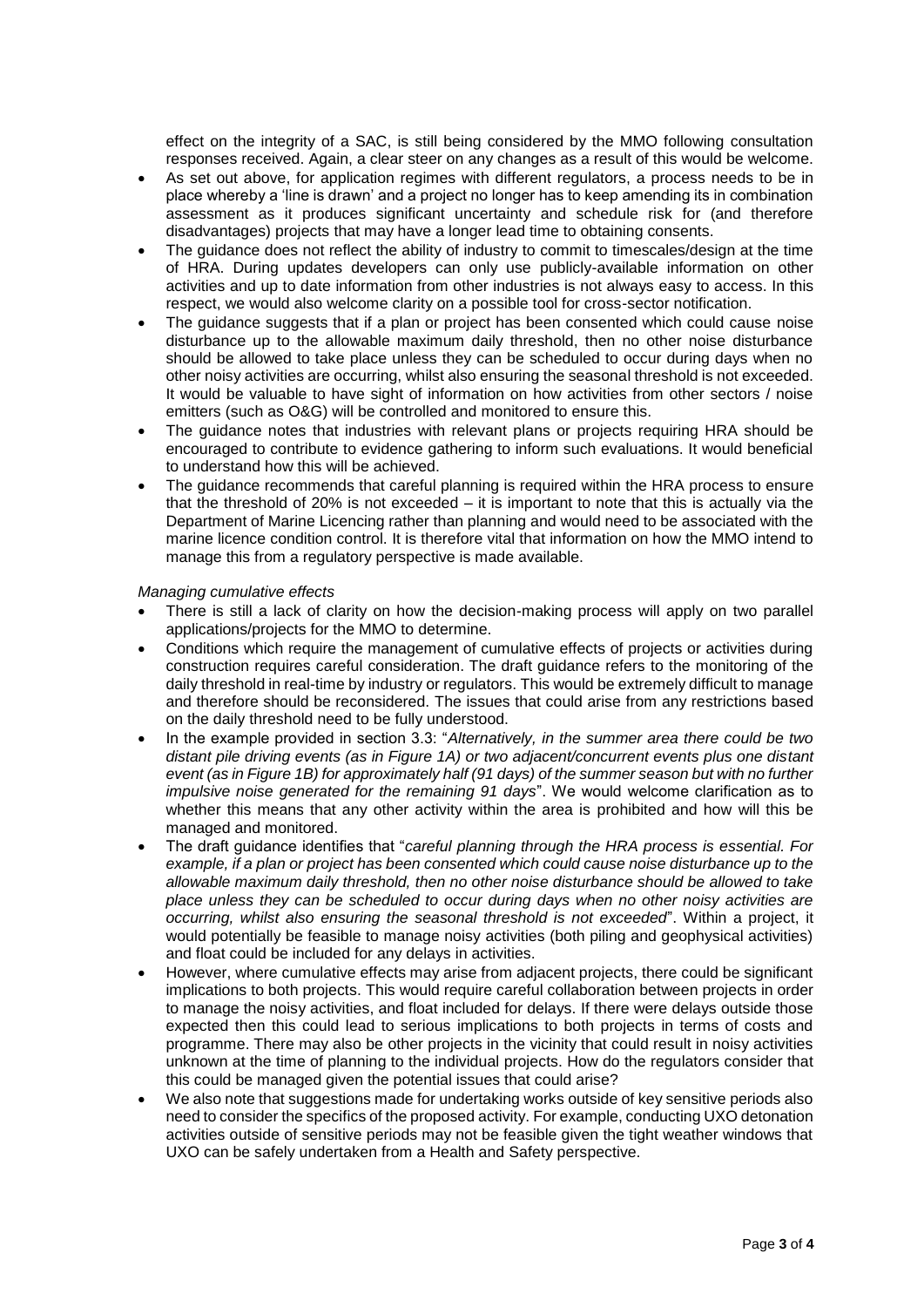effect on the integrity of a SAC, is still being considered by the MMO following consultation responses received. Again, a clear steer on any changes as a result of this would be welcome.

- As set out above, for application regimes with different regulators, a process needs to be in place whereby a 'line is drawn' and a project no longer has to keep amending its in combination assessment as it produces significant uncertainty and schedule risk for (and therefore disadvantages) projects that may have a longer lead time to obtaining consents.
- The guidance does not reflect the ability of industry to commit to timescales/design at the time of HRA. During updates developers can only use publicly-available information on other activities and up to date information from other industries is not always easy to access. In this respect, we would also welcome clarity on a possible tool for cross-sector notification.
- The guidance suggests that if a plan or project has been consented which could cause noise disturbance up to the allowable maximum daily threshold, then no other noise disturbance should be allowed to take place unless they can be scheduled to occur during days when no other noisy activities are occurring, whilst also ensuring the seasonal threshold is not exceeded. It would be valuable to have sight of information on how activities from other sectors / noise emitters (such as O&G) will be controlled and monitored to ensure this.
- The guidance notes that industries with relevant plans or projects requiring HRA should be encouraged to contribute to evidence gathering to inform such evaluations. It would beneficial to understand how this will be achieved.
- The guidance recommends that careful planning is required within the HRA process to ensure that the threshold of 20% is not exceeded – it is important to note that this is actually via the Department of Marine Licencing rather than planning and would need to be associated with the marine licence condition control. It is therefore vital that information on how the MMO intend to manage this from a regulatory perspective is made available.

*Managing cumulative effects*

- There is still a lack of clarity on how the decision-making process will apply on two parallel applications/projects for the MMO to determine.
- Conditions which require the management of cumulative effects of projects or activities during construction requires careful consideration. The draft guidance refers to the monitoring of the daily threshold in real-time by industry or regulators. This would be extremely difficult to manage and therefore should be reconsidered. The issues that could arise from any restrictions based on the daily threshold need to be fully understood.
- In the example provided in section 3.3: "*Alternatively, in the summer area there could be two distant pile driving events (as in Figure 1A) or two adjacent/concurrent events plus one distant event (as in Figure 1B) for approximately half (91 days) of the summer season but with no further impulsive noise generated for the remaining 91 days*". We would welcome clarification as to whether this means that any other activity within the area is prohibited and how will this be managed and monitored.
- The draft guidance identifies that "*careful planning through the HRA process is essential. For example, if a plan or project has been consented which could cause noise disturbance up to the allowable maximum daily threshold, then no other noise disturbance should be allowed to take place unless they can be scheduled to occur during days when no other noisy activities are occurring, whilst also ensuring the seasonal threshold is not exceeded*". Within a project, it would potentially be feasible to manage noisy activities (both piling and geophysical activities) and float could be included for any delays in activities.
- However, where cumulative effects may arise from adjacent projects, there could be significant implications to both projects. This would require careful collaboration between projects in order to manage the noisy activities, and float included for delays. If there were delays outside those expected then this could lead to serious implications to both projects in terms of costs and programme. There may also be other projects in the vicinity that could result in noisy activities unknown at the time of planning to the individual projects. How do the regulators consider that this could be managed given the potential issues that could arise?
- We also note that suggestions made for undertaking works outside of key sensitive periods also need to consider the specifics of the proposed activity. For example, conducting UXO detonation activities outside of sensitive periods may not be feasible given the tight weather windows that UXO can be safely undertaken from a Health and Safety perspective.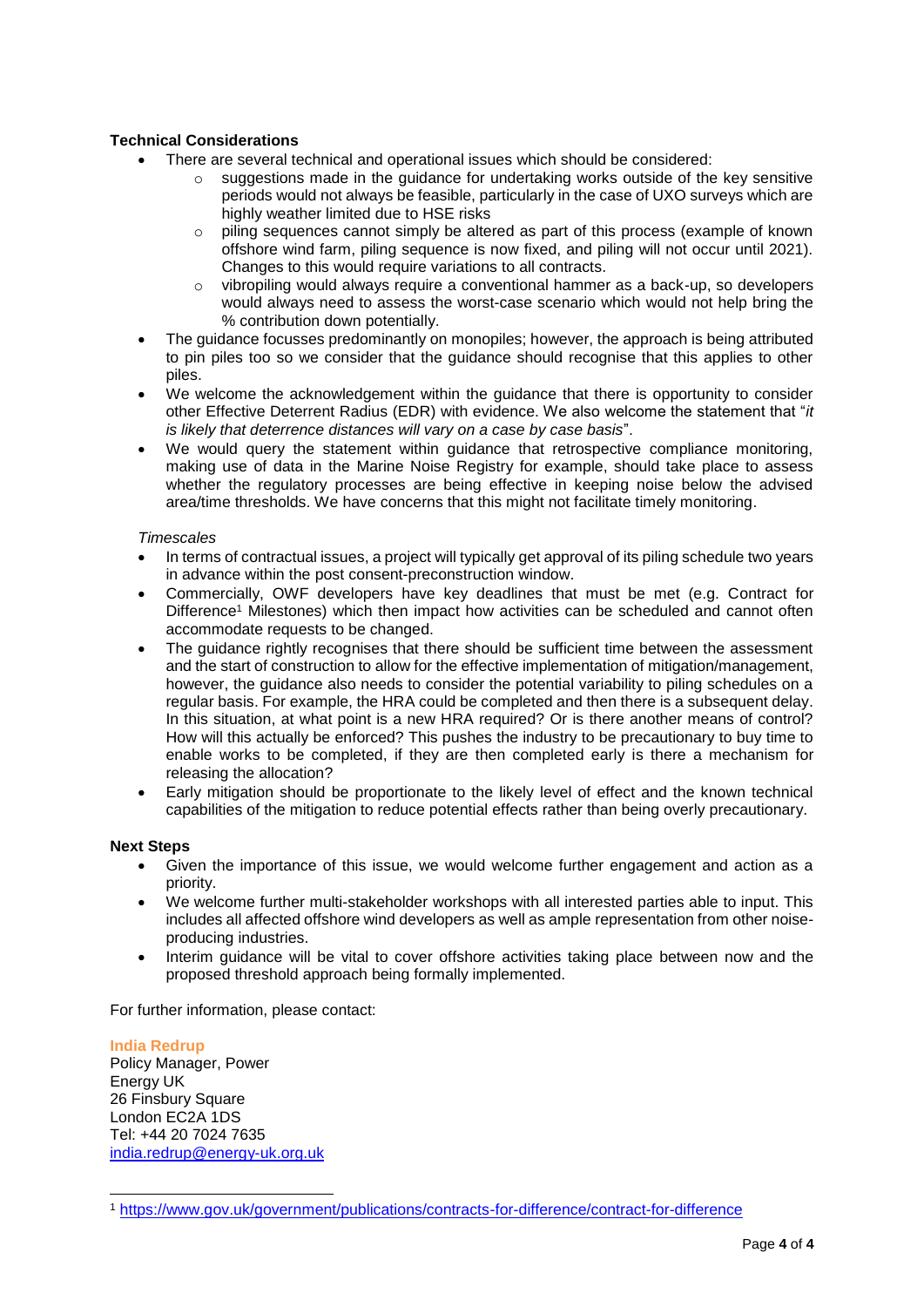**Technical Considerations**

- There are several technical and operational issues which should be considered:
  - suggestions made in the guidance for undertaking works outside of the key sensitive periods would not always be feasible, particularly in the case of UXO surveys which are highly weather limited due to HSE risks
  - piling sequences cannot simply be altered as part of this process (example of known offshore wind farm, piling sequence is now fixed, and piling will not occur until 2021). Changes to this would require variations to all contracts.
  - vibropiling would always require a conventional hammer as a back-up, so developers would always need to assess the worst-case scenario which would not help bring the % contribution down potentially.
- The guidance focusses predominantly on monopiles; however, the approach is being attributed to pin piles too so we consider that the guidance should recognise that this applies to other piles.
- We welcome the acknowledgement within the guidance that there is opportunity to consider other Effective Deterrent Radius (EDR) with evidence. We also welcome the statement that "*it is likely that deterrence distances will vary on a case by case basis*".
- We would query the statement within guidance that retrospective compliance monitoring, making use of data in the Marine Noise Registry for example, should take place to assess whether the regulatory processes are being effective in keeping noise below the advised area/time thresholds. We have concerns that this might not facilitate timely monitoring.

*Timescales*

- In terms of contractual issues, a project will typically get approval of its piling schedule two years in advance within the post consent-preconstruction window.
- Commercially, OWF developers have key deadlines that must be met (e.g. Contract for Difference[1] Milestones) which then impact how activities can be scheduled and cannot often accommodate requests to be changed.
- The guidance rightly recognises that there should be sufficient time between the assessment and the start of construction to allow for the effective implementation of mitigation/management, however, the guidance also needs to consider the potential variability to piling schedules on a regular basis. For example, the HRA could be completed and then there is a subsequent delay. In this situation, at what point is a new HRA required? Or is there another means of control? How will this actually be enforced? This pushes the industry to be precautionary to buy time to enable works to be completed, if they are then completed early is there a mechanism for releasing the allocation?
- Early mitigation should be proportionate to the likely level of effect and the known technical capabilities of the mitigation to reduce potential effects rather than being overly precautionary.

**Next Steps**

- Given the importance of this issue, we would welcome further engagement and action as a priority.
- We welcome further multi-stakeholder workshops with all interested parties able to input. This includes all affected offshore wind developers as well as ample representation from other noise-producing industries.
- Interim guidance will be vital to cover offshore activities taking place between now and the proposed threshold approach being formally implemented.

For further information, please contact:

**India Redrup**
Policy Manager, Power
Energy UK
26 Finsbury Square
London EC2A 1DS
Tel: +44 20 7024 7635
india.redrup@energy-uk.org.uk

[1] https://www.gov.uk/government/publications/contracts-for-difference/contract-for-difference